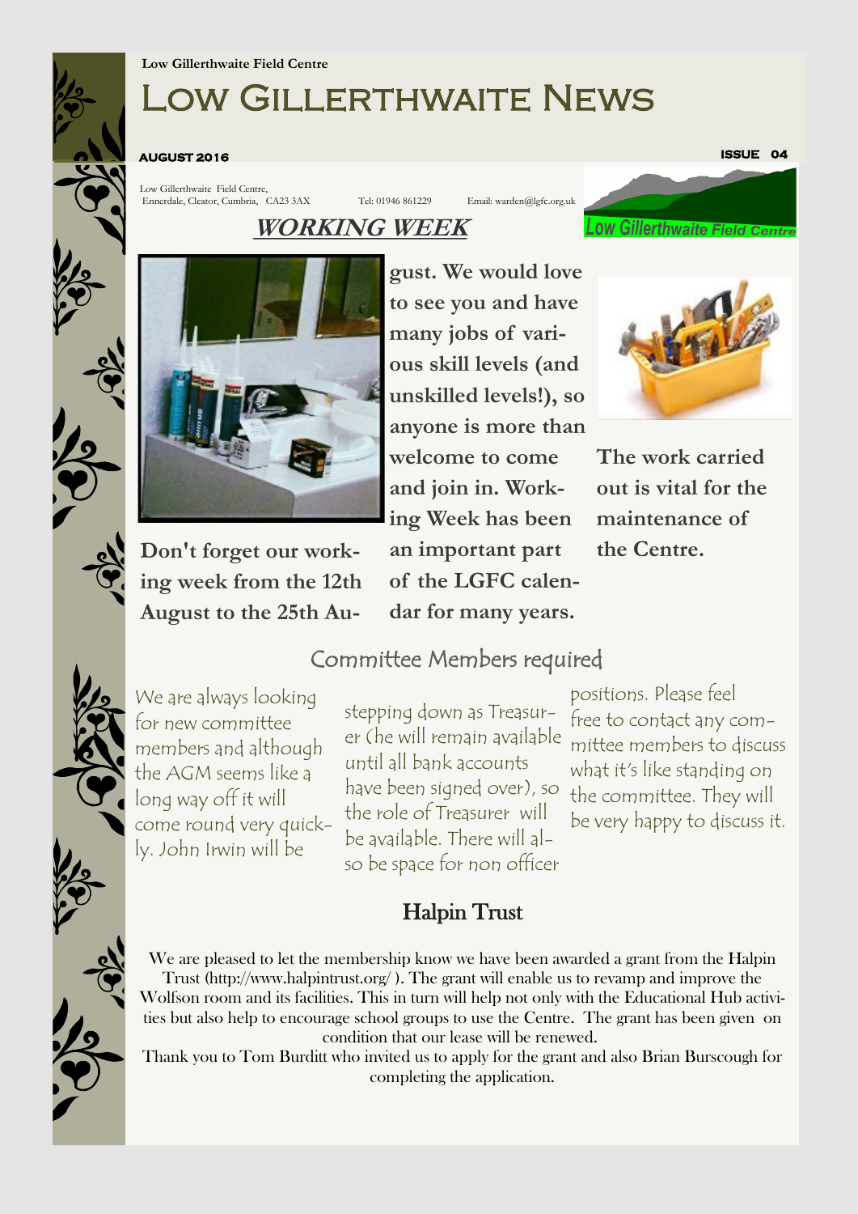Low Gillerthwaite Field Centre

# Low Gillerthwaite News

**AUGUST 2016** **ISSUE 04**

Low Gillerthwaite Field Centre, Ennerdale, Cleator, Cumbria, CA23 3AX Tel: 01946 861229 Email: warden@lgfc.org.uk

## WORKING WEEK

**Don't forget our working week from the 12th August to the 25th August. We would love to see you and have many jobs of various skill levels (and unskilled levels!), so anyone is more than welcome to come and join in. Working Week has been an important part of the LGFC calendar for many years.**

**The work carried out is vital for the maintenance of the Centre.**

## Committee Members required

We are always looking for new committee members and although the AGM seems like a long way off it will come round very quickly. John Irwin will be stepping down as Treasurer (he will remain available until all bank accounts have been signed over), so the role of Treasurer will be available. There will also be space for non officer positions. Please feel free to contact any committee members to discuss what it's like standing on the committee. They will be very happy to discuss it.

## Halpin Trust

We are pleased to let the membership know we have been awarded a grant from the Halpin Trust (http://www.halpintrust.org/ ). The grant will enable us to revamp and improve the Wolfson room and its facilities. This in turn will help not only with the Educational Hub activities but also help to encourage school groups to use the Centre. The grant has been given on condition that our lease will be renewed.

Thank you to Tom Burditt who invited us to apply for the grant and also Brian Burscough for completing the application.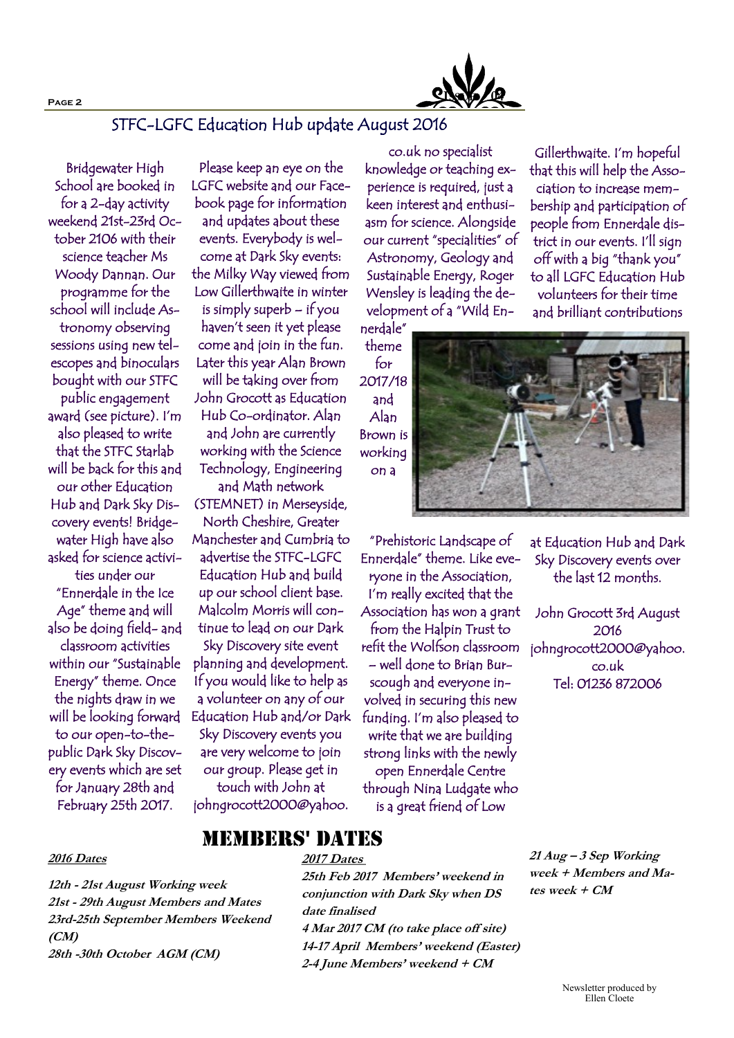## STFC-LGFC Education Hub update August 2016

Bridgewater High School are booked in for a 2-day activity weekend 21st-23rd October 2106 with their science teacher Ms Woody Dannan. Our programme for the school will include Astronomy observing sessions using new telescopes and binoculars bought with our STFC public engagement award (see picture). I'm also pleased to write that the STFC Starlab will be back for this and our other Education Hub and Dark Sky Discovery events! Bridgewater High have also asked for science activities under our "Ennerdale in the Ice Age" theme and will also be doing field- and classroom activities within our "Sustainable Energy" theme. Once the nights draw in we will be looking forward to our open-to-the-public Dark Sky Discovery events which are set for January 28th and February 25th 2017.

Please keep an eye on the LGFC website and our Facebook page for information and updates about these events. Everybody is welcome at Dark Sky events: the Milky Way viewed from Low Gillerthwaite in winter is simply superb – if you haven't seen it yet please come and join in the fun. Later this year Alan Brown will be taking over from John Grocott as Education Hub Co-ordinator. Alan and John are currently working with the Science Technology, Engineering and Math network (STEMNET) in Merseyside, North Cheshire, Greater Manchester and Cumbria to advertise the STFC-LGFC Education Hub and build up our school client base. Malcolm Morris will continue to lead on our Dark Sky Discovery site event planning and development. If you would like to help as a volunteer on any of our Education Hub and/or Dark Sky Discovery events you are very welcome to join our group. Please get in touch with John at johngrocott2000@yahoo.co.uk no specialist knowledge or teaching experience is required, just a keen interest and enthusiasm for science. Alongside our current "specialities" of Astronomy, Geology and Sustainable Energy, Roger Wensley is leading the development of a "Wild Ennerdale" theme for 2017/18 and Alan Brown is working on a "Prehistoric Landscape of Ennerdale" theme. Like everyone in the Association, I'm really excited that the Association has won a grant from the Halpin Trust to refit the Wolfson classroom – well done to Brian Burscough and everyone involved in securing this new funding. I'm also pleased to write that we are building strong links with the newly open Ennerdale Centre through Nina Ludgate who is a great friend of Low Gillerthwaite. I'm hopeful that this will help the Association to increase membership and participation of people from Ennerdale district in our events. I'll sign off with a big "thank you" to all LGFC Education Hub volunteers for their time and brilliant contributions at Education Hub and Dark Sky Discovery events over the last 12 months.

John Grocott 3rd August 2016
johngrocott2000@yahoo.co.uk
Tel: 01236 872006

## MEMBERS' DATES

***2016 Dates***

***12th - 21st August Working week***
***21st - 29th August Members and Mates***
***23rd-25th September Members Weekend (CM)***
***28th -30th October AGM (CM)***

***2017 Dates***

***25th Feb 2017 Members' weekend in conjunction with Dark Sky when DS date finalised***
***4 Mar 2017 CM (to take place off site)***
***14-17 April Members' weekend (Easter)***
***2-4 June Members' weekend + CM***
***21 Aug – 3 Sep Working week + Members and Mates week + CM***

Newsletter produced by Ellen Cloete